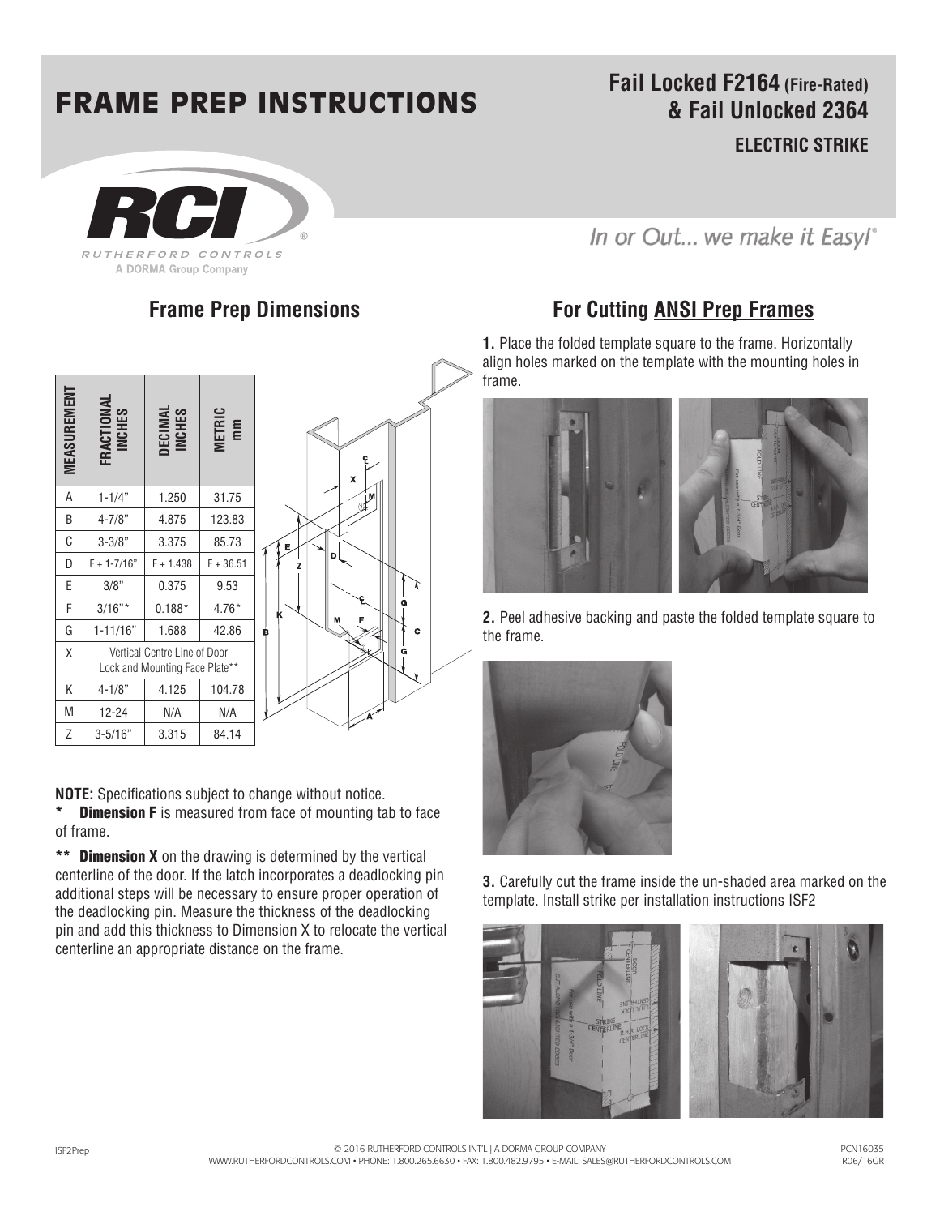// FRAME PREP INSTRUCTIONS

**Fail Locked F2164 (Fire-Rated) & Fail Unlocked 2364**

**ELECTRIC STRIKE**

RCI RUTHERFORD CONTROLS
A DORMA Group Company

*In or Out... we make it Easy!*

## Frame Prep Dimensions

| MEASUREMENT | FRACTIONAL INCHES | DECIMAL INCHES | METRIC mm |
|---|---|---|---|
| A | 1-1/4" | 1.250 | 31.75 |
| B | 4-7/8" | 4.875 | 123.83 |
| C | 3-3/8" | 3.375 | 85.73 |
| D | F + 1-7/16" | F + 1.438 | F + 36.51 |
| E | 3/8" | 0.375 | 9.53 |
| F | 3/16"* | 0.188* | 4.76* |
| G | 1-11/16" | 1.688 | 42.86 |
| X | Vertical Centre Line of Door Lock and Mounting Face Plate** | | |
| K | 4-1/8" | 4.125 | 104.78 |
| M | 12-24 | N/A | N/A |
| Z | 3-5/16" | 3.315 | 84.14 |

**NOTE:** Specifications subject to change without notice.

**\* Dimension F** is measured from face of mounting tab to face of frame.

**\*\* Dimension X** on the drawing is determined by the vertical centerline of the door. If the latch incorporates a deadlocking pin additional steps will be necessary to ensure proper operation of the deadlocking pin. Measure the thickness of the deadlocking pin and add this thickness to Dimension X to relocate the vertical centerline an appropriate distance on the frame.

## For Cutting ANSI Prep Frames

**1.** Place the folded template square to the frame. Horizontally align holes marked on the template with the mounting holes in frame.

**2.** Peel adhesive backing and paste the folded template square to the frame.

**3.** Carefully cut the frame inside the un-shaded area marked on the template. Install strike per installation instructions ISF2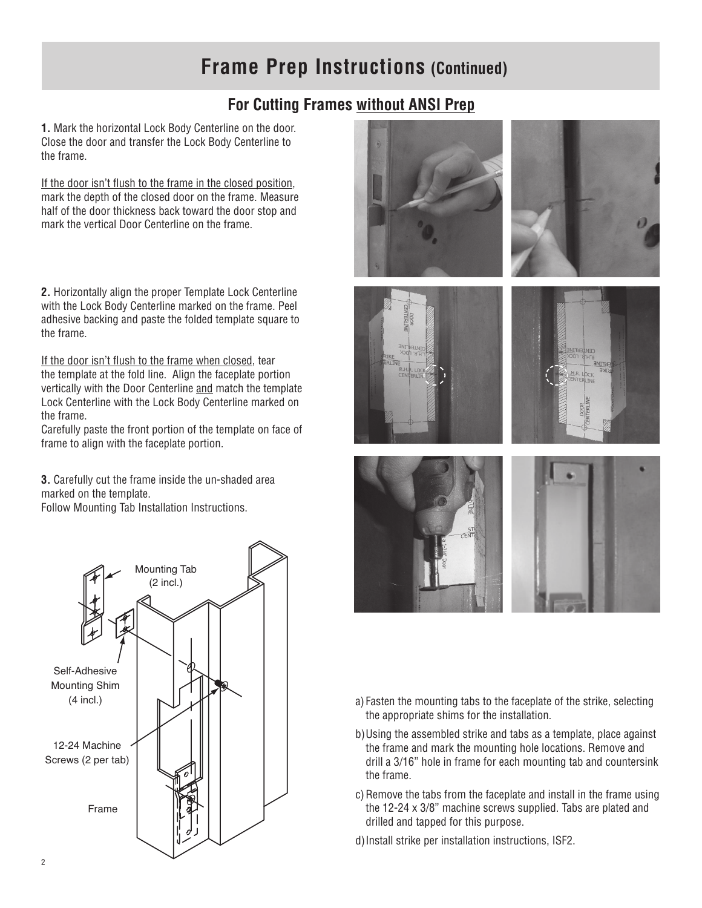# Frame Prep Instructions (Continued)

## For Cutting Frames without ANSI Prep

**1.** Mark the horizontal Lock Body Centerline on the door. Close the door and transfer the Lock Body Centerline to the frame.

If the door isn't flush to the frame in the closed position, mark the depth of the closed door on the frame. Measure half of the door thickness back toward the door stop and mark the vertical Door Centerline on the frame.

**2.** Horizontally align the proper Template Lock Centerline with the Lock Body Centerline marked on the frame. Peel adhesive backing and paste the folded template square to the frame.

If the door isn't flush to the frame when closed, tear the template at the fold line. Align the faceplate portion vertically with the Door Centerline and match the template Lock Centerline with the Lock Body Centerline marked on the frame.
Carefully paste the front portion of the template on face of frame to align with the faceplate portion.

**3.** Carefully cut the frame inside the un-shaded area marked on the template.
Follow Mounting Tab Installation Instructions.

Mounting Tab (2 incl.)

Self-Adhesive Mounting Shim (4 incl.)

12-24 Machine Screws (2 per tab)

Frame

a) Fasten the mounting tabs to the faceplate of the strike, selecting the appropriate shims for the installation.

b) Using the assembled strike and tabs as a template, place against the frame and mark the mounting hole locations. Remove and drill a 3/16" hole in frame for each mounting tab and countersink the frame.

c) Remove the tabs from the faceplate and install in the frame using the 12-24 x 3/8" machine screws supplied. Tabs are plated and drilled and tapped for this purpose.

d) Install strike per installation instructions, ISF2.